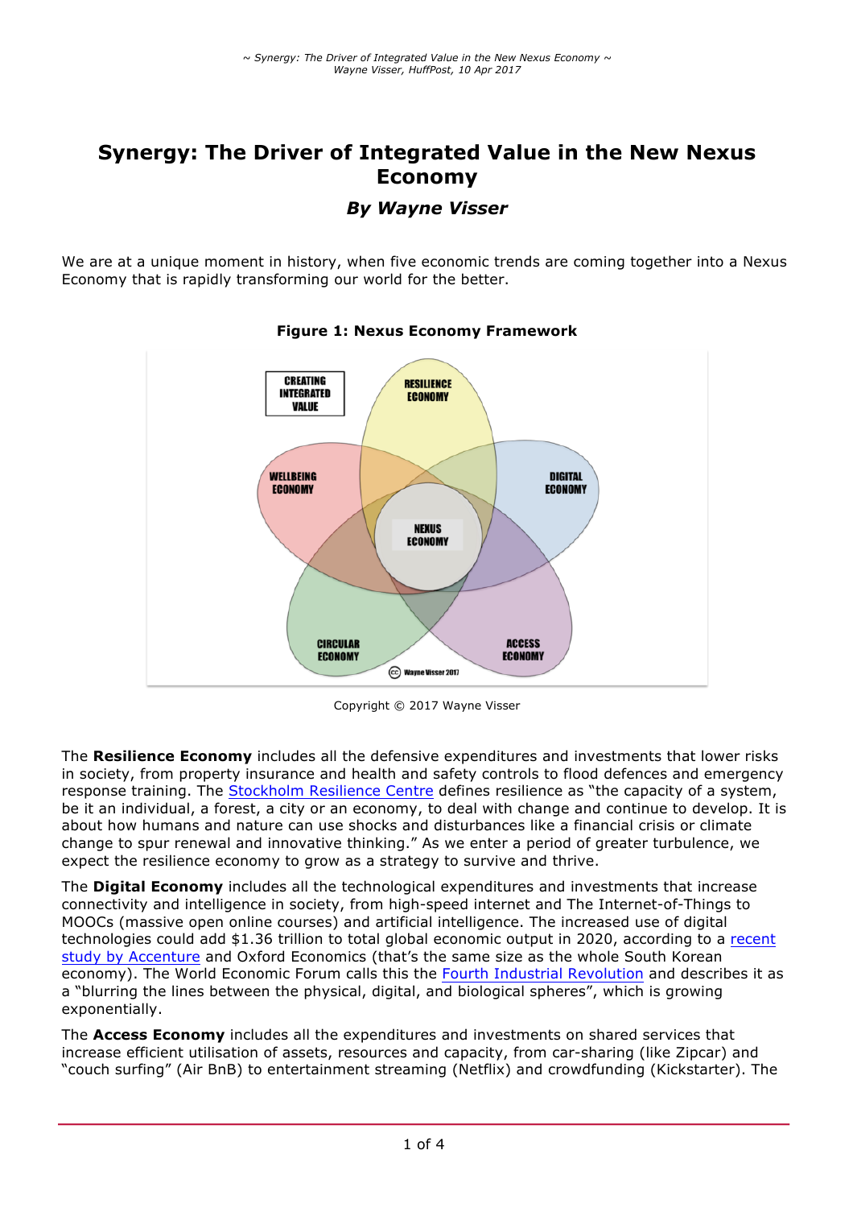# Synergy: The Driver of Integrated Value in the New Nexus Economy

### *By Wayne Visser*

We are at a unique moment in history, when five economic trends are coming together into a Nexus Economy that is rapidly transforming our world for the better.

**Figure 1: Nexus Economy Framework**

Copyright © 2017 Wayne Visser

The **Resilience Economy** includes all the defensive expenditures and investments that lower risks in society, from property insurance and health and safety controls to flood defences and emergency response training. The Stockholm Resilience Centre defines resilience as "the capacity of a system, be it an individual, a forest, a city or an economy, to deal with change and continue to develop. It is about how humans and nature can use shocks and disturbances like a financial crisis or climate change to spur renewal and innovative thinking." As we enter a period of greater turbulence, we expect the resilience economy to grow as a strategy to survive and thrive.

The **Digital Economy** includes all the technological expenditures and investments that increase connectivity and intelligence in society, from high-speed internet and The Internet-of-Things to MOOCs (massive open online courses) and artificial intelligence. The increased use of digital technologies could add $1.36 trillion to total global economic output in 2020, according to a recent study by Accenture and Oxford Economics (that's the same size as the whole South Korean economy). The World Economic Forum calls this the Fourth Industrial Revolution and describes it as a "blurring the lines between the physical, digital, and biological spheres", which is growing exponentially.

The **Access Economy** includes all the expenditures and investments on shared services that increase efficient utilisation of assets, resources and capacity, from car-sharing (like Zipcar) and "couch surfing" (Air BnB) to entertainment streaming (Netflix) and crowdfunding (Kickstarter). The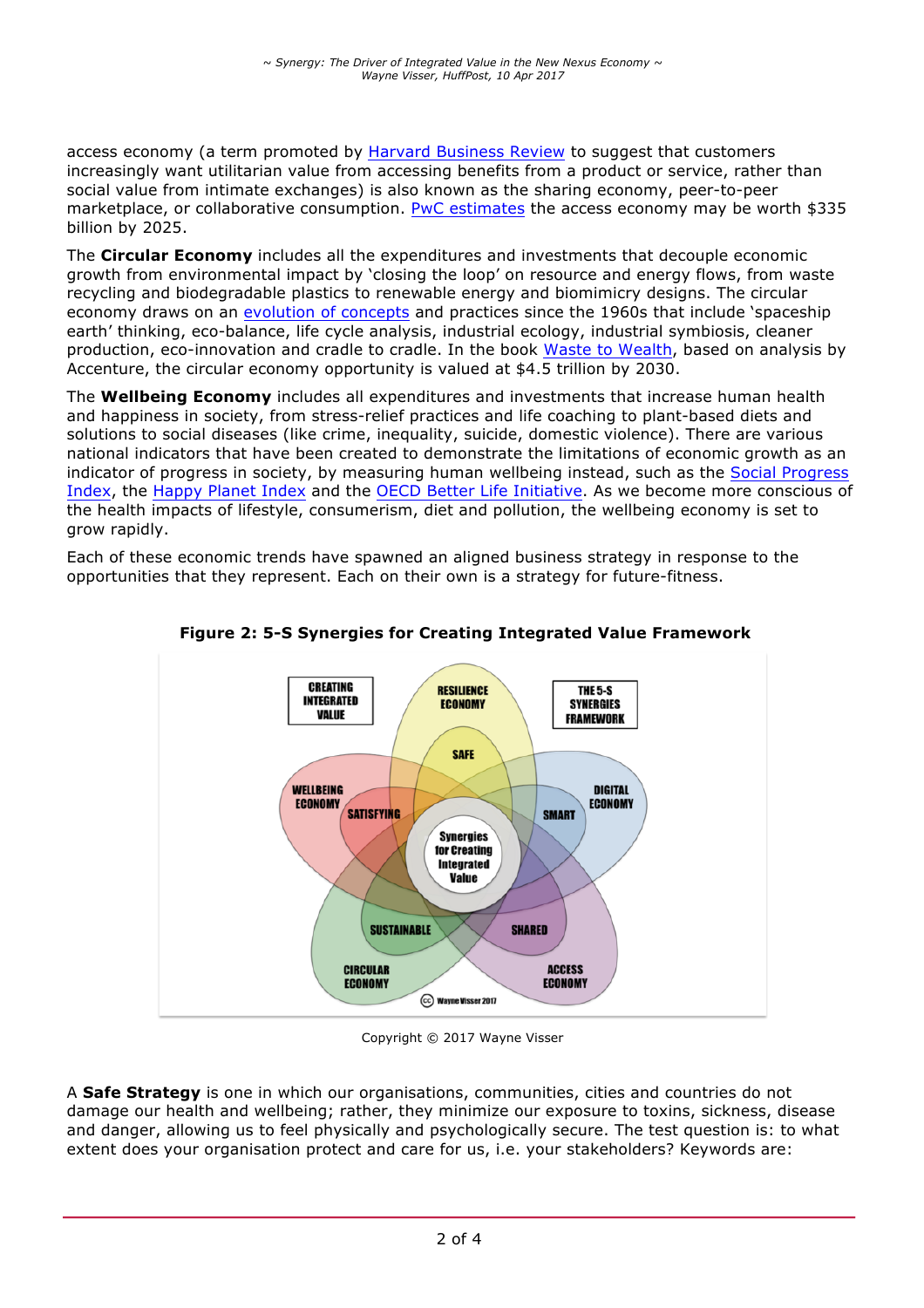access economy (a term promoted by Harvard Business Review to suggest that customers increasingly want utilitarian value from accessing benefits from a product or service, rather than social value from intimate exchanges) is also known as the sharing economy, peer-to-peer marketplace, or collaborative consumption. PwC estimates the access economy may be worth $335 billion by 2025.

The **Circular Economy** includes all the expenditures and investments that decouple economic growth from environmental impact by 'closing the loop' on resource and energy flows, from waste recycling and biodegradable plastics to renewable energy and biomimicry designs. The circular economy draws on an evolution of concepts and practices since the 1960s that include 'spaceship earth' thinking, eco-balance, life cycle analysis, industrial ecology, industrial symbiosis, cleaner production, eco-innovation and cradle to cradle. In the book Waste to Wealth, based on analysis by Accenture, the circular economy opportunity is valued at $4.5 trillion by 2030.

The **Wellbeing Economy** includes all expenditures and investments that increase human health and happiness in society, from stress-relief practices and life coaching to plant-based diets and solutions to social diseases (like crime, inequality, suicide, domestic violence). There are various national indicators that have been created to demonstrate the limitations of economic growth as an indicator of progress in society, by measuring human wellbeing instead, such as the Social Progress Index, the Happy Planet Index and the OECD Better Life Initiative. As we become more conscious of the health impacts of lifestyle, consumerism, diet and pollution, the wellbeing economy is set to grow rapidly.

Each of these economic trends have spawned an aligned business strategy in response to the opportunities that they represent. Each on their own is a strategy for future-fitness.

**Figure 2: 5-S Synergies for Creating Integrated Value Framework**

CREATING INTEGRATED VALUE

RESILIENCE ECONOMY

THE 5-S SYNERGIES FRAMEWORK

SAFE

WELLBEING ECONOMY

SATISFYING

DIGITAL ECONOMY

SMART

Synergies for Creating Integrated Value

SUSTAINABLE

SHARED

CIRCULAR ECONOMY

ACCESS ECONOMY

Wayne Visser 2017

Copyright © 2017 Wayne Visser

A **Safe Strategy** is one in which our organisations, communities, cities and countries do not damage our health and wellbeing; rather, they minimize our exposure to toxins, sickness, disease and danger, allowing us to feel physically and psychologically secure. The test question is: to what extent does your organisation protect and care for us, i.e. your stakeholders? Keywords are: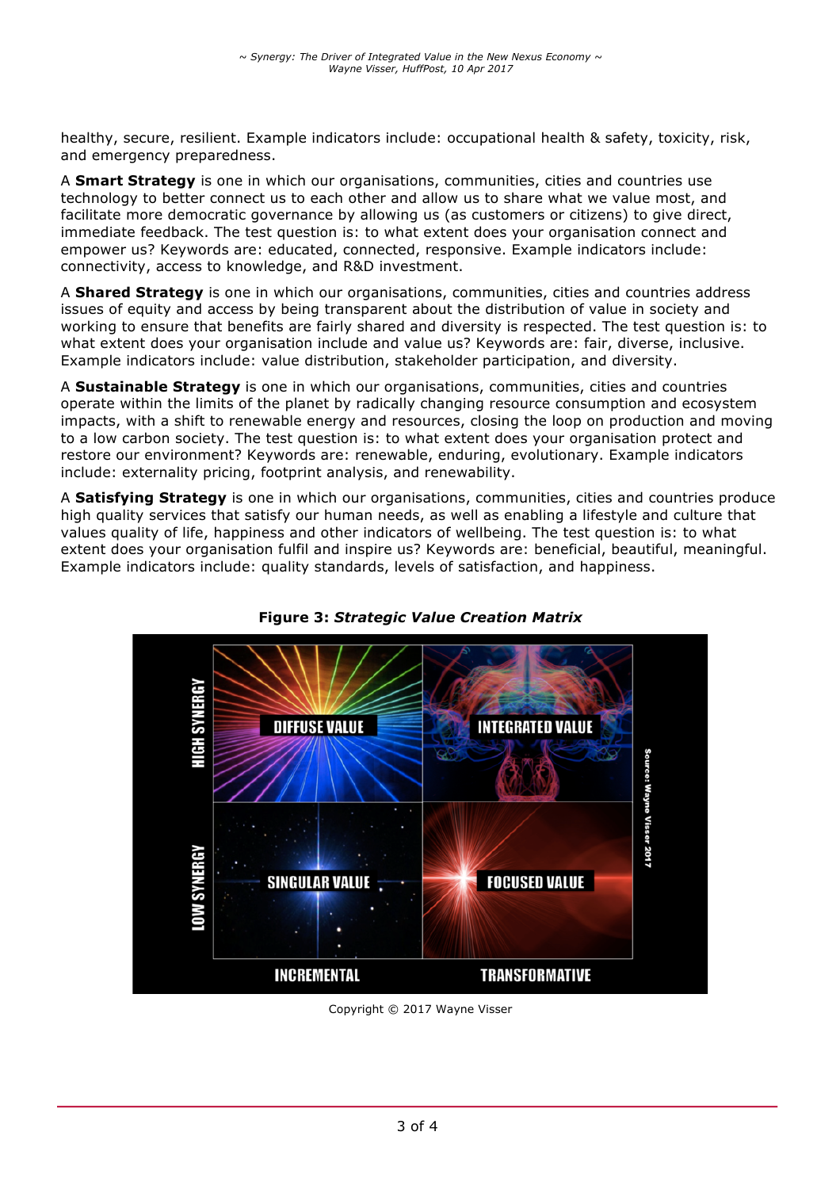healthy, secure, resilient. Example indicators include: occupational health & safety, toxicity, risk, and emergency preparedness.

A **Smart Strategy** is one in which our organisations, communities, cities and countries use technology to better connect us to each other and allow us to share what we value most, and facilitate more democratic governance by allowing us (as customers or citizens) to give direct, immediate feedback. The test question is: to what extent does your organisation connect and empower us? Keywords are: educated, connected, responsive. Example indicators include: connectivity, access to knowledge, and R&D investment.

A **Shared Strategy** is one in which our organisations, communities, cities and countries address issues of equity and access by being transparent about the distribution of value in society and working to ensure that benefits are fairly shared and diversity is respected. The test question is: to what extent does your organisation include and value us? Keywords are: fair, diverse, inclusive. Example indicators include: value distribution, stakeholder participation, and diversity.

A **Sustainable Strategy** is one in which our organisations, communities, cities and countries operate within the limits of the planet by radically changing resource consumption and ecosystem impacts, with a shift to renewable energy and resources, closing the loop on production and moving to a low carbon society. The test question is: to what extent does your organisation protect and restore our environment? Keywords are: renewable, enduring, evolutionary. Example indicators include: externality pricing, footprint analysis, and renewability.

A **Satisfying Strategy** is one in which our organisations, communities, cities and countries produce high quality services that satisfy our human needs, as well as enabling a lifestyle and culture that values quality of life, happiness and other indicators of wellbeing. The test question is: to what extent does your organisation fulfil and inspire us? Keywords are: beneficial, beautiful, meaningful. Example indicators include: quality standards, levels of satisfaction, and happiness.

**Figure 3:** ***Strategic Value Creation Matrix***

HIGH SYNERGY
DIFFUSE VALUE
INTEGRATED VALUE
LOW SYNERGY
SINGULAR VALUE
FOCUSED VALUE
INCREMENTAL
TRANSFORMATIVE
Source: Wayne Visser 2017

Copyright © 2017 Wayne Visser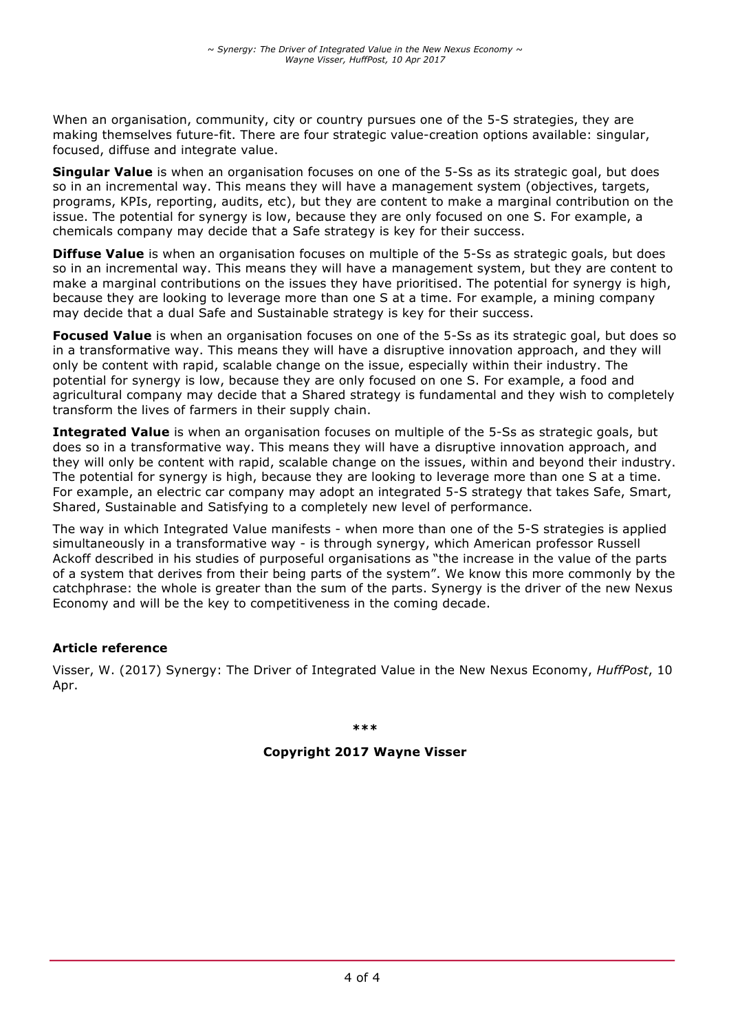When an organisation, community, city or country pursues one of the 5-S strategies, they are making themselves future-fit. There are four strategic value-creation options available: singular, focused, diffuse and integrate value.

**Singular Value** is when an organisation focuses on one of the 5-Ss as its strategic goal, but does so in an incremental way. This means they will have a management system (objectives, targets, programs, KPIs, reporting, audits, etc), but they are content to make a marginal contribution on the issue. The potential for synergy is low, because they are only focused on one S. For example, a chemicals company may decide that a Safe strategy is key for their success.

**Diffuse Value** is when an organisation focuses on multiple of the 5-Ss as strategic goals, but does so in an incremental way. This means they will have a management system, but they are content to make a marginal contributions on the issues they have prioritised. The potential for synergy is high, because they are looking to leverage more than one S at a time. For example, a mining company may decide that a dual Safe and Sustainable strategy is key for their success.

**Focused Value** is when an organisation focuses on one of the 5-Ss as its strategic goal, but does so in a transformative way. This means they will have a disruptive innovation approach, and they will only be content with rapid, scalable change on the issue, especially within their industry. The potential for synergy is low, because they are only focused on one S. For example, a food and agricultural company may decide that a Shared strategy is fundamental and they wish to completely transform the lives of farmers in their supply chain.

**Integrated Value** is when an organisation focuses on multiple of the 5-Ss as strategic goals, but does so in a transformative way. This means they will have a disruptive innovation approach, and they will only be content with rapid, scalable change on the issues, within and beyond their industry. The potential for synergy is high, because they are looking to leverage more than one S at a time. For example, an electric car company may adopt an integrated 5-S strategy that takes Safe, Smart, Shared, Sustainable and Satisfying to a completely new level of performance.

The way in which Integrated Value manifests - when more than one of the 5-S strategies is applied simultaneously in a transformative way - is through synergy, which American professor Russell Ackoff described in his studies of purposeful organisations as "the increase in the value of the parts of a system that derives from their being parts of the system". We know this more commonly by the catchphrase: the whole is greater than the sum of the parts. Synergy is the driver of the new Nexus Economy and will be the key to competitiveness in the coming decade.

**Article reference**

Visser, W. (2017) Synergy: The Driver of Integrated Value in the New Nexus Economy, *HuffPost*, 10 Apr.

***

**Copyright 2017 Wayne Visser**